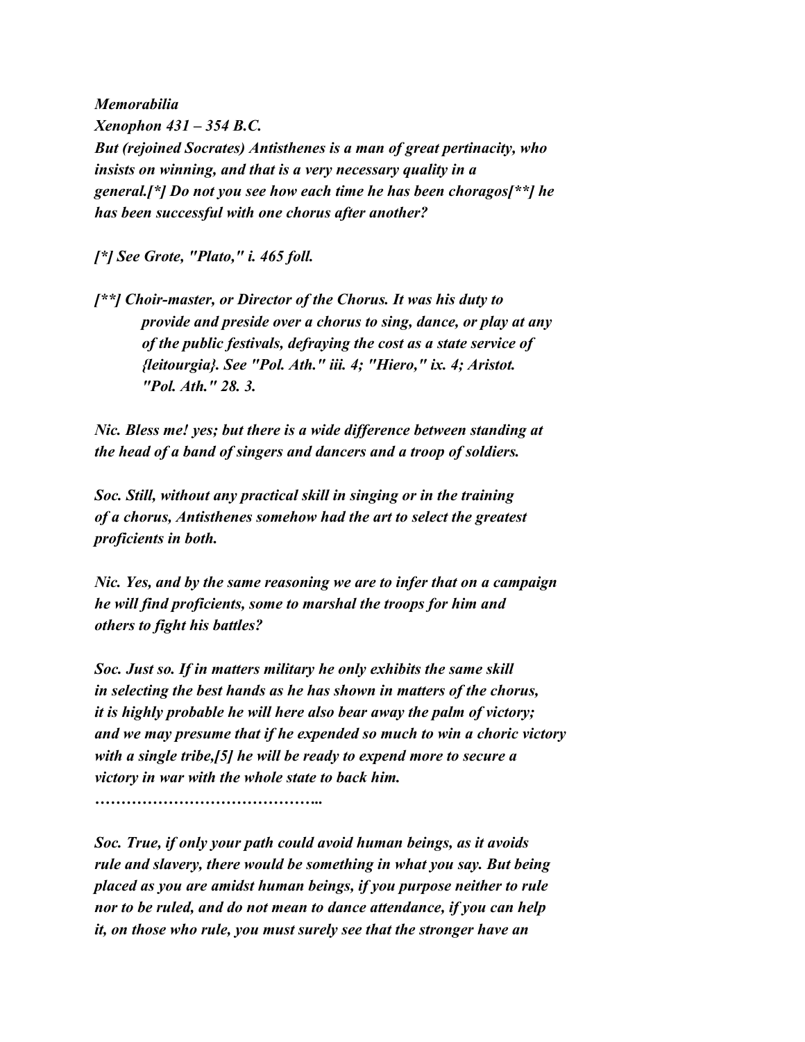*Memorabilia*

*Xenophon 431 – 354 B.C.*

***But (rejoined Socrates) Antisthenes is a man of great pertinacity, who insists on winning, and that is a very necessary quality in a general.[*] Do not you see how each time he has been choragos[**] he has been successful with one chorus after another?***

***[*] See Grote, "Plato," i. 465 foll.***

***[**] Choir-master, or Director of the Chorus. It was his duty to provide and preside over a chorus to sing, dance, or play at any of the public festivals, defraying the cost as a state service of {leitourgia}. See "Pol. Ath." iii. 4; "Hiero," ix. 4; Aristot. "Pol. Ath." 28. 3.***

***Nic. Bless me! yes; but there is a wide difference between standing at the head of a band of singers and dancers and a troop of soldiers.***

***Soc. Still, without any practical skill in singing or in the training of a chorus, Antisthenes somehow had the art to select the greatest proficients in both.***

***Nic. Yes, and by the same reasoning we are to infer that on a campaign he will find proficients, some to marshal the troops for him and others to fight his battles?***

***Soc. Just so. If in matters military he only exhibits the same skill in selecting the best hands as he has shown in matters of the chorus, it is highly probable he will here also bear away the palm of victory; and we may presume that if he expended so much to win a choric victory with a single tribe,[5] he will be ready to expend more to secure a victory in war with the whole state to back him.***

***……………………………………..***

***Soc. True, if only your path could avoid human beings, as it avoids rule and slavery, there would be something in what you say. But being placed as you are amidst human beings, if you purpose neither to rule nor to be ruled, and do not mean to dance attendance, if you can help it, on those who rule, you must surely see that the stronger have an***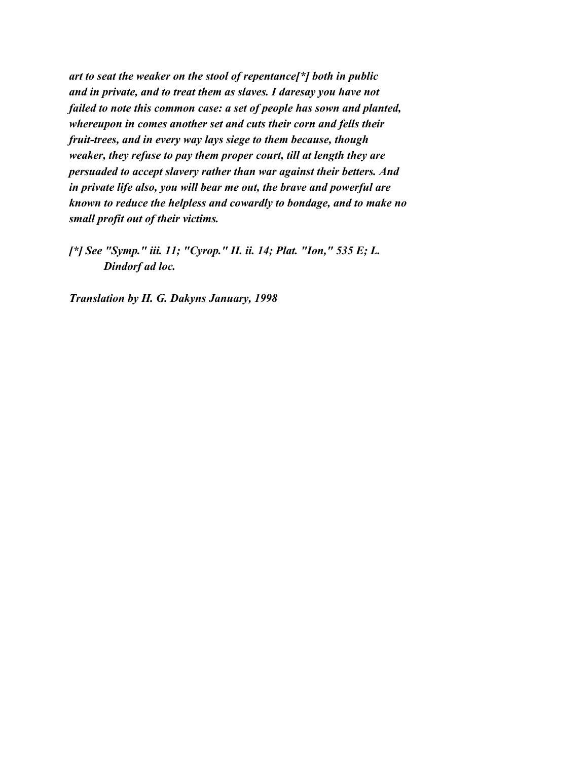*art to seat the weaker on the stool of repentance[*] both in public and in private, and to treat them as slaves. I daresay you have not failed to note this common case: a set of people has sown and planted, whereupon in comes another set and cuts their corn and fells their fruit-trees, and in every way lays siege to them because, though weaker, they refuse to pay them proper court, till at length they are persuaded to accept slavery rather than war against their betters. And in private life also, you will bear me out, the brave and powerful are known to reduce the helpless and cowardly to bondage, and to make no small profit out of their victims.*

*[*] See "Symp." iii. 11; "Cyrop." II. ii. 14; Plat. "Ion," 535 E; L. Dindorf ad loc.*

*Translation by H. G. Dakyns January, 1998*